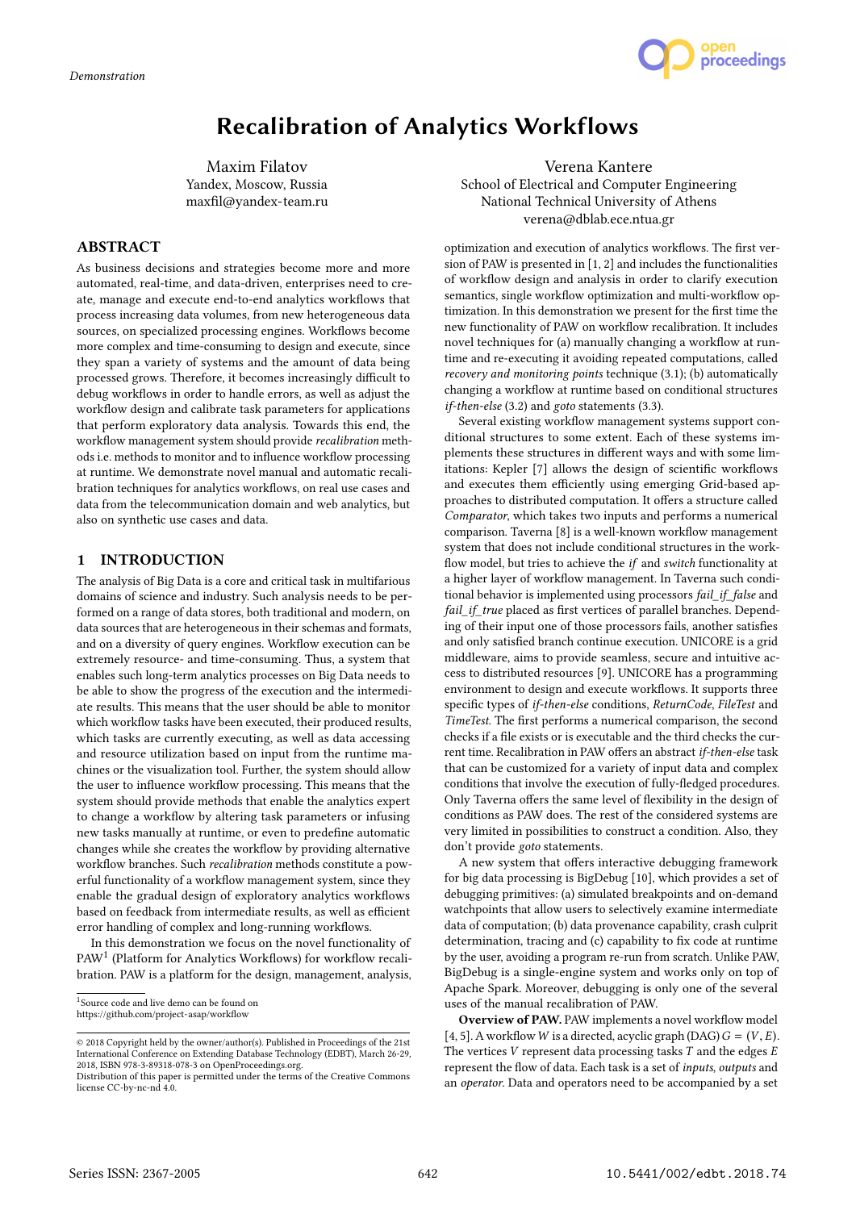*Demonstration*

# Recalibration of Analytics Workflows

Maxim Filatov
Yandex, Moscow, Russia
maxfil@yandex-team.ru

Verena Kantere
School of Electrical and Computer Engineering
National Technical University of Athens
verena@dblab.ece.ntua.gr

## ABSTRACT

As business decisions and strategies become more and more automated, real-time, and data-driven, enterprises need to create, manage and execute end-to-end analytics workflows that process increasing data volumes, from new heterogeneous data sources, on specialized processing engines. Workflows become more complex and time-consuming to design and execute, since they span a variety of systems and the amount of data being processed grows. Therefore, it becomes increasingly difficult to debug workflows in order to handle errors, as well as adjust the workflow design and calibrate task parameters for applications that perform exploratory data analysis. Towards this end, the workflow management system should provide *recalibration* methods i.e. methods to monitor and to influence workflow processing at runtime. We demonstrate novel manual and automatic recalibration techniques for analytics workflows, on real use cases and data from the telecommunication domain and web analytics, but also on synthetic use cases and data.

## 1 INTRODUCTION

The analysis of Big Data is a core and critical task in multifarious domains of science and industry. Such analysis needs to be performed on a range of data stores, both traditional and modern, on data sources that are heterogeneous in their schemas and formats, and on a diversity of query engines. Workflow execution can be extremely resource- and time-consuming. Thus, a system that enables such long-term analytics processes on Big Data needs to be able to show the progress of the execution and the intermediate results. This means that the user should be able to monitor which workflow tasks have been executed, their produced results, which tasks are currently executing, as well as data accessing and resource utilization based on input from the runtime machines or the visualization tool. Further, the system should allow the user to influence workflow processing. This means that the system should provide methods that enable the analytics expert to change a workflow by altering task parameters or infusing new tasks manually at runtime, or even to predefine automatic changes while she creates the workflow by providing alternative workflow branches. Such *recalibration* methods constitute a powerful functionality of a workflow management system, since they enable the gradual design of exploratory analytics workflows based on feedback from intermediate results, as well as efficient error handling of complex and long-running workflows.

In this demonstration we focus on the novel functionality of PAW[1] (Platform for Analytics Workflows) for workflow recalibration. PAW is a platform for the design, management, analysis, optimization and execution of analytics workflows. The first version of PAW is presented in [1, 2] and includes the functionalities of workflow design and analysis in order to clarify execution semantics, single workflow optimization and multi-workflow optimization. In this demonstration we present for the first time the new functionality of PAW on workflow recalibration. It includes novel techniques for (a) manually changing a workflow at runtime and re-executing it avoiding repeated computations, called *recovery and monitoring points* technique (3.1); (b) automatically changing a workflow at runtime based on conditional structures *if-then-else* (3.2) and *goto* statements (3.3).

Several existing workflow management systems support conditional structures to some extent. Each of these systems implements these structures in different ways and with some limitations: Kepler [7] allows the design of scientific workflows and executes them efficiently using emerging Grid-based approaches to distributed computation. It offers a structure called *Comparator*, which takes two inputs and performs a numerical comparison. Taverna [8] is a well-known workflow management system that does not include conditional structures in the workflow model, but tries to achieve the *if* and *switch* functionality at a higher layer of workflow management. In Taverna such conditional behavior is implemented using processors *fail_if_false* and *fail_if_true* placed as first vertices of parallel branches. Depending of their input one of those processors fails, another satisfies and only satisfied branch continue execution. UNICORE is a grid middleware, aims to provide seamless, secure and intuitive access to distributed resources [9]. UNICORE has a programming environment to design and execute workflows. It supports three specific types of *if-then-else* conditions, *ReturnCode*, *FileTest* and *TimeTest*. The first performs a numerical comparison, the second checks if a file exists or is executable and the third checks the current time. Recalibration in PAW offers an abstract *if-then-else* task that can be customized for a variety of input data and complex conditions that involve the execution of fully-fledged procedures. Only Taverna offers the same level of flexibility in the design of conditions as PAW does. The rest of the considered systems are very limited in possibilities to construct a condition. Also, they don't provide *goto* statements.

A new system that offers interactive debugging framework for big data processing is BigDebug [10], which provides a set of debugging primitives: (a) simulated breakpoints and on-demand watchpoints that allow users to selectively examine intermediate data of computation; (b) data provenance capability, crash culprit determination, tracing and (c) capability to fix code at runtime by the user, avoiding a program re-run from scratch. Unlike PAW, BigDebug is a single-engine system and works only on top of Apache Spark. Moreover, debugging is only one of the several uses of the manual recalibration of PAW.

**Overview of PAW.** PAW implements a novel workflow model [4, 5]. A workflow $W$ is a directed, acyclic graph (DAG) $G = (V, E)$. The vertices $V$ represent data processing tasks $T$ and the edges $E$ represent the flow of data. Each task is a set of *inputs*, *outputs* and an *operator*. Data and operators need to be accompanied by a set

[1] Source code and live demo can be found on https://github.com/project-asap/workflow

© 2018 Copyright held by the owner/author(s). Published in Proceedings of the 21st International Conference on Extending Database Technology (EDBT), March 26-29, 2018, ISBN 978-3-89318-078-3 on OpenProceedings.org.
Distribution of this paper is permitted under the terms of the Creative Commons license CC-by-nc-nd 4.0.

Series ISSN: 2367-2005 10.5441/002/edbt.2018.74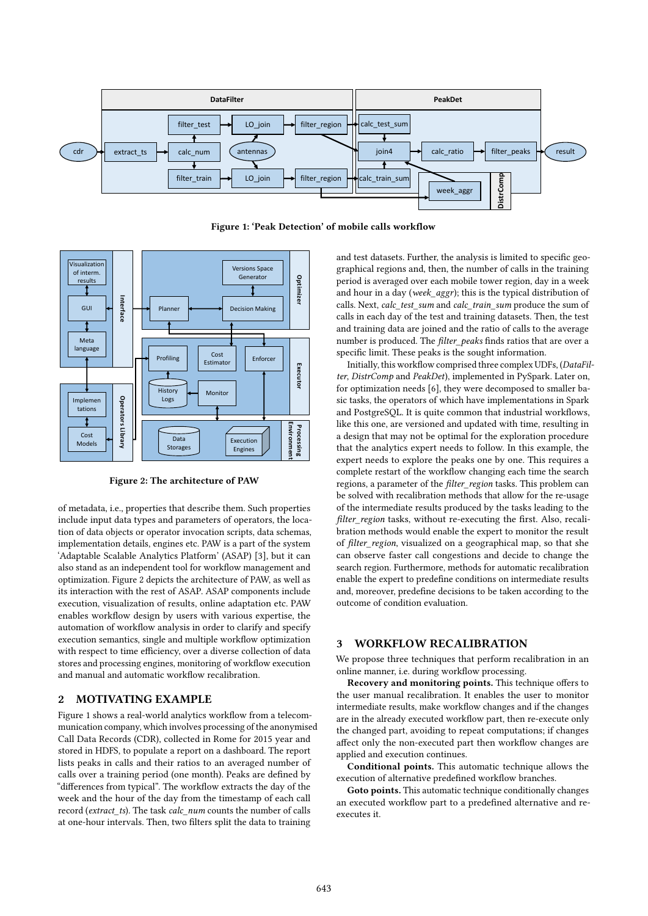Figure 1: 'Peak Detection' of mobile calls workflow

Figure 2: The architecture of PAW

of metadata, i.e., properties that describe them. Such properties include input data types and parameters of operators, the location of data objects or operator invocation scripts, data schemas, implementation details, engines etc. PAW is a part of the system 'Adaptable Scalable Analytics Platform' (ASAP) [3], but it can also stand as an independent tool for workflow management and optimization. Figure 2 depicts the architecture of PAW, as well as its interaction with the rest of ASAP. ASAP components include execution, visualization of results, online adaptation etc. PAW enables workflow design by users with various expertise, the automation of workflow analysis in order to clarify and specify execution semantics, single and multiple workflow optimization with respect to time efficiency, over a diverse collection of data stores and processing engines, monitoring of workflow execution and manual and automatic workflow recalibration.

## 2 MOTIVATING EXAMPLE

Figure 1 shows a real-world analytics workflow from a telecommunication company, which involves processing of the anonymised Call Data Records (CDR), collected in Rome for 2015 year and stored in HDFS, to populate a report on a dashboard. The report lists peaks in calls and their ratios to an averaged number of calls over a training period (one month). Peaks are defined by "differences from typical". The workflow extracts the day of the week and the hour of the day from the timestamp of each call record (*extract_ts*). The task *calc_num* counts the number of calls at one-hour intervals. Then, two filters split the data to training and test datasets. Further, the analysis is limited to specific geographical regions and, then, the number of calls in the training period is averaged over each mobile tower region, day in a week and hour in a day (*week_aggr*); this is the typical distribution of calls. Next, *calc_test_sum* and *calc_train_sum* produce the sum of calls in each day of the test and training datasets. Then, the test and training data are joined and the ratio of calls to the average number is produced. The *filter_peaks* finds ratios that are over a specific limit. These peaks is the sought information.

Initially, this workflow comprised three complex UDFs, (*DataFilter*, *DistrComp* and *PeakDet*), implemented in PySpark. Later on, for optimization needs [6], they were decomposed to smaller basic tasks, the operators of which have implementations in Spark and PostgreSQL. It is quite common that industrial workflows, like this one, are versioned and updated with time, resulting in a design that may not be optimal for the exploration procedure that the analytics expert needs to follow. In this example, the expert needs to explore the peaks one by one. This requires a complete restart of the workflow changing each time the search regions, a parameter of the *filter_region* tasks. This problem can be solved with recalibration methods that allow for the re-usage of the intermediate results produced by the tasks leading to the *filter_region* tasks, without re-executing the first. Also, recalibration methods would enable the expert to monitor the result of *filter_region*, visualized on a geographical map, so that she can observe faster call congestions and decide to change the search region. Furthermore, methods for automatic recalibration enable the expert to predefine conditions on intermediate results and, moreover, predefine decisions to be taken according to the outcome of condition evaluation.

## 3 WORKFLOW RECALIBRATION

We propose three techniques that perform recalibration in an online manner, i.e. during workflow processing.

**Recovery and monitoring points.** This technique offers to the user manual recalibration. It enables the user to monitor intermediate results, make workflow changes and if the changes are in the already executed workflow part, then re-execute only the changed part, avoiding to repeat computations; if changes affect only the non-executed part then workflow changes are applied and execution continues.

**Conditional points.** This automatic technique allows the execution of alternative predefined workflow branches.

**Goto points.** This automatic technique conditionally changes an executed workflow part to a predefined alternative and re-executes it.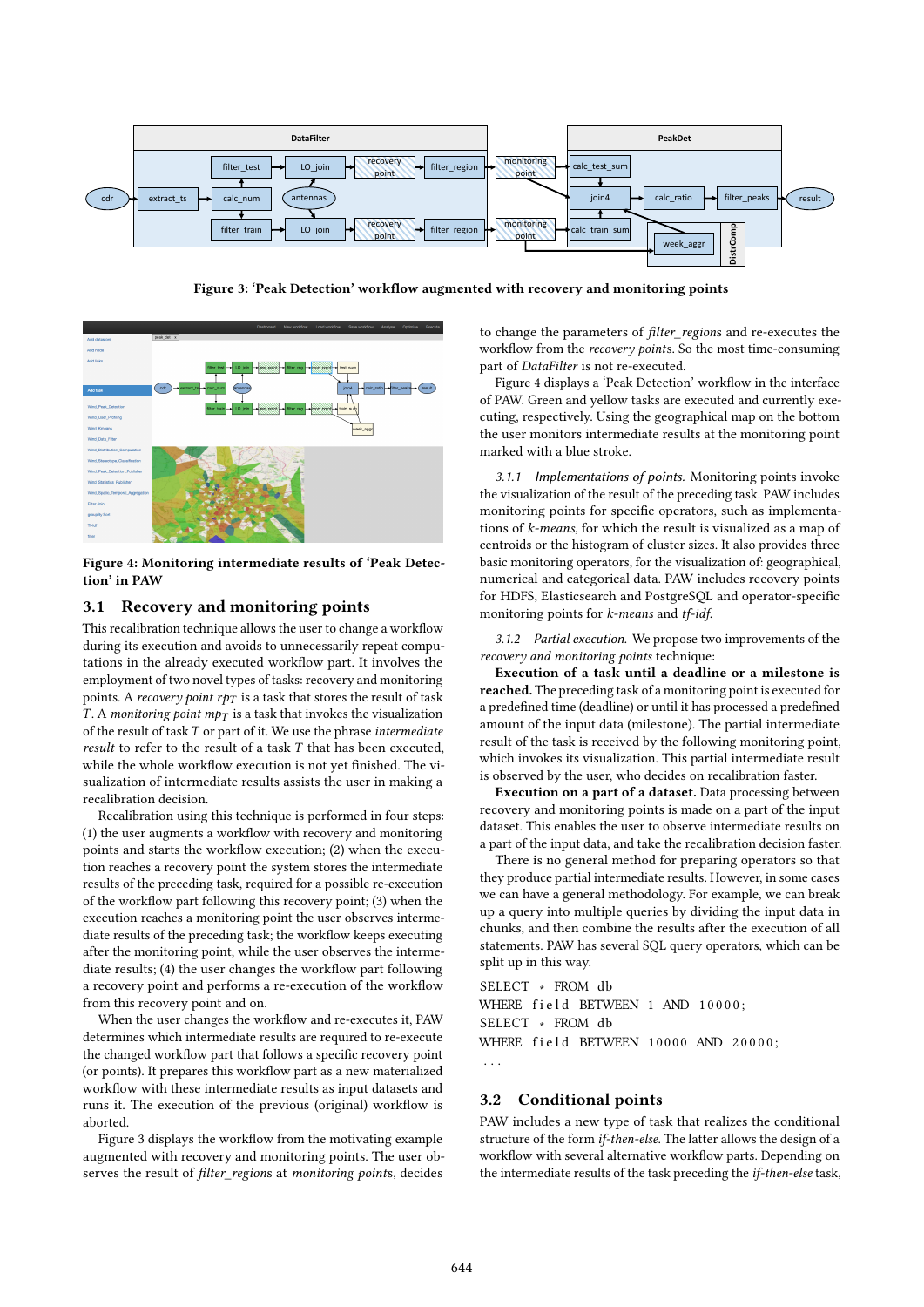Figure 3: 'Peak Detection' workflow augmented with recovery and monitoring points

Figure 4: Monitoring intermediate results of 'Peak Detection' in PAW

## 3.1 Recovery and monitoring points

This recalibration technique allows the user to change a workflow during its execution and avoids to unnecessarily repeat computations in the already executed workflow part. It involves the employment of two novel types of tasks: recovery and monitoring points. A *recovery point* $rp_T$ is a task that stores the result of task $T$. A *monitoring point* $mp_T$ is a task that invokes the visualization of the result of task $T$ or part of it. We use the phrase *intermediate result* to refer to the result of a task $T$ that has been executed, while the whole workflow execution is not yet finished. The visualization of intermediate results assists the user in making a recalibration decision.

Recalibration using this technique is performed in four steps: (1) the user augments a workflow with recovery and monitoring points and starts the workflow execution; (2) when the execution reaches a recovery point the system stores the intermediate results of the preceding task, required for a possible re-execution of the workflow part following this recovery point; (3) when the execution reaches a monitoring point the user observes intermediate results of the preceding task; the workflow keeps executing after the monitoring point, while the user observes the intermediate results; (4) the user changes the workflow part following a recovery point and performs a re-execution of the workflow from this recovery point and on.

When the user changes the workflow and re-executes it, PAW determines which intermediate results are required to re-execute the changed workflow part that follows a specific recovery point (or points). It prepares this workflow part as a new materialized workflow with these intermediate results as input datasets and runs it. The execution of the previous (original) workflow is aborted.

Figure 3 displays the workflow from the motivating example augmented with recovery and monitoring points. The user observes the result of *filter_regions* at *monitoring points*, decides to change the parameters of *filter_regions* and re-executes the workflow from the *recovery points*. So the most time-consuming part of *DataFilter* is not re-executed.

Figure 4 displays a 'Peak Detection' workflow in the interface of PAW. Green and yellow tasks are executed and currently executing, respectively. Using the geographical map on the bottom the user monitors intermediate results at the monitoring point marked with a blue stroke.

*3.1.1 Implementations of points.* Monitoring points invoke the visualization of the result of the preceding task. PAW includes monitoring points for specific operators, such as implementations of *k-means*, for which the result is visualized as a map of centroids or the histogram of cluster sizes. It also provides three basic monitoring operators, for the visualization of: geographical, numerical and categorical data. PAW includes recovery points for HDFS, Elasticsearch and PostgreSQL and operator-specific monitoring points for *k-means* and *tf-idf*.

*3.1.2 Partial execution.* We propose two improvements of the *recovery and monitoring points* technique:

**Execution of a task until a deadline or a milestone is reached.** The preceding task of a monitoring point is executed for a predefined time (deadline) or until it has processed a predefined amount of the input data (milestone). The partial intermediate result of the task is received by the following monitoring point, which invokes its visualization. This partial intermediate result is observed by the user, who decides on recalibration faster.

**Execution on a part of a dataset.** Data processing between recovery and monitoring points is made on a part of the input dataset. This enables the user to observe intermediate results on a part of the input data, and take the recalibration decision faster.

There is no general method for preparing operators so that they produce partial intermediate results. However, in some cases we can have a general methodology. For example, we can break up a query into multiple queries by dividing the input data in chunks, and then combine the results after the execution of all statements. PAW has several SQL query operators, which can be split up in this way.

```
SELECT * FROM db
WHERE field BETWEEN 1 AND 10000;
SELECT * FROM db
WHERE field BETWEEN 10000 AND 20000;
...
```

## 3.2 Conditional points

PAW includes a new type of task that realizes the conditional structure of the form *if-then-else*. The latter allows the design of a workflow with several alternative workflow parts. Depending on the intermediate results of the task preceding the *if-then-else* task,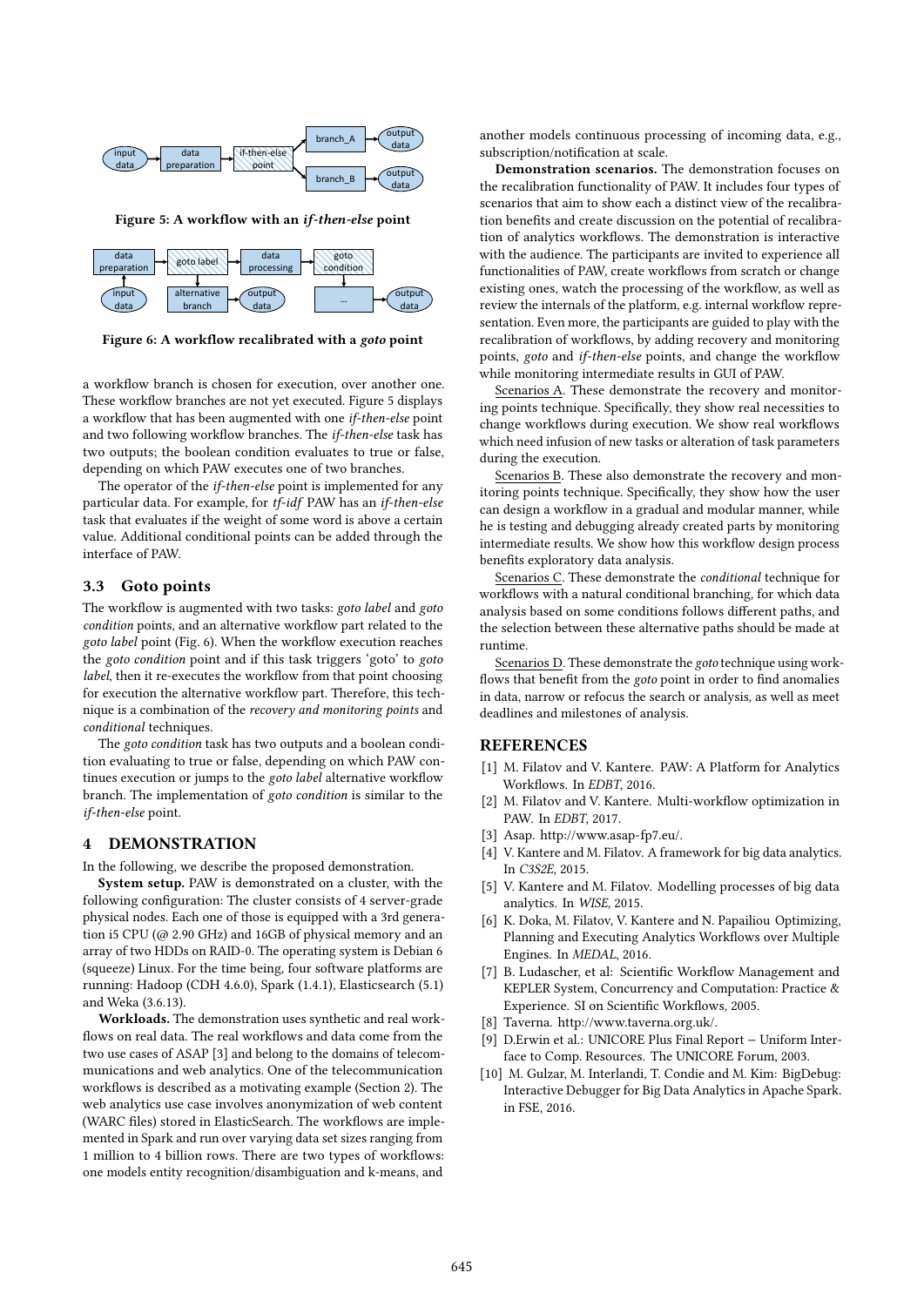input data

data preparation

if-then-else point

branch_A

output data

branch_B

output data

**Figure 5: A workflow with an *if-then-else* point**

data preparation

goto label

data processing

goto condition

input data

alternative branch

output data

...

output data

**Figure 6: A workflow recalibrated with a *goto* point**

a workflow branch is chosen for execution, over another one. These workflow branches are not yet executed. Figure 5 displays a workflow that has been augmented with one *if-then-else* point and two following workflow branches. The *if-then-else* task has two outputs; the boolean condition evaluates to true or false, depending on which PAW executes one of two branches.

The operator of the *if-then-else* point is implemented for any particular data. For example, for *tf-idf* PAW has an *if-then-else* task that evaluates if the weight of some word is above a certain value. Additional conditional points can be added through the interface of PAW.

### 3.3 Goto points

The workflow is augmented with two tasks: *goto label* and *goto condition* points, and an alternative workflow part related to the *goto label* point (Fig. 6). When the workflow execution reaches the *goto condition* point and if this task triggers 'goto' to *goto label*, then it re-executes the workflow from that point choosing for execution the alternative workflow part. Therefore, this technique is a combination of the *recovery and monitoring points* and *conditional* techniques.

The *goto condition* task has two outputs and a boolean condition evaluating to true or false, depending on which PAW continues execution or jumps to the *goto label* alternative workflow branch. The implementation of *goto condition* is similar to the *if-then-else* point.

## 4 DEMONSTRATION

In the following, we describe the proposed demonstration.

**System setup.** PAW is demonstrated on a cluster, with the following configuration: The cluster consists of 4 server-grade physical nodes. Each one of those is equipped with a 3rd generation i5 CPU (@ 2.90 GHz) and 16GB of physical memory and an array of two HDDs on RAID-0. The operating system is Debian 6 (squeeze) Linux. For the time being, four software platforms are running: Hadoop (CDH 4.6.0), Spark (1.4.1), Elasticsearch (5.1) and Weka (3.6.13).

**Workloads.** The demonstration uses synthetic and real workflows on real data. The real workflows and data come from the two use cases of ASAP [3] and belong to the domains of telecommunications and web analytics. One of the telecommunication workflows is described as a motivating example (Section 2). The web analytics use case involves anonymization of web content (WARC files) stored in ElasticSearch. The workflows are implemented in Spark and run over varying data set sizes ranging from 1 million to 4 billion rows. There are two types of workflows: one models entity recognition/disambiguation and k-means, and another models continuous processing of incoming data, e.g., subscription/notification at scale.

**Demonstration scenarios.** The demonstration focuses on the recalibration functionality of PAW. It includes four types of scenarios that aim to show each a distinct view of the recalibration benefits and create discussion on the potential of recalibration of analytics workflows. The demonstration is interactive with the audience. The participants are invited to experience all functionalities of PAW, create workflows from scratch or change existing ones, watch the processing of the workflow, as well as review the internals of the platform, e.g. internal workflow representation. Even more, the participants are guided to play with the recalibration of workflows, by adding recovery and monitoring points, *goto* and *if-then-else* points, and change the workflow while monitoring intermediate results in GUI of PAW.

Scenarios A. These demonstrate the recovery and monitoring points technique. Specifically, they show real necessities to change workflows during execution. We show real workflows which need infusion of new tasks or alteration of task parameters during the execution.

Scenarios B. These also demonstrate the recovery and monitoring points technique. Specifically, they show how the user can design a workflow in a gradual and modular manner, while he is testing and debugging already created parts by monitoring intermediate results. We show how this workflow design process benefits exploratory data analysis.

Scenarios C. These demonstrate the *conditional* technique for workflows with a natural conditional branching, for which data analysis based on some conditions follows different paths, and the selection between these alternative paths should be made at runtime.

Scenarios D. These demonstrate the *goto* technique using workflows that benefit from the *goto* point in order to find anomalies in data, narrow or refocus the search or analysis, as well as meet deadlines and milestones of analysis.

## REFERENCES

- [1] M. Filatov and V. Kantere. PAW: A Platform for Analytics Workflows. In *EDBT*, 2016.
- [2] M. Filatov and V. Kantere. Multi-workflow optimization in PAW. In *EDBT*, 2017.
- [3] Asap. http://www.asap-fp7.eu/.
- [4] V. Kantere and M. Filatov. A framework for big data analytics. In *C3S2E*, 2015.
- [5] V. Kantere and M. Filatov. Modelling processes of big data analytics. In *WISE*, 2015.
- [6] K. Doka, M. Filatov, V. Kantere and N. Papailiou Optimizing, Planning and Executing Analytics Workflows over Multiple Engines. In *MEDAL*, 2016.
- [7] B. Ludascher, et al: Scientific Workflow Management and KEPLER System, Concurrency and Computation: Practice & Experience. SI on Scientific Workflows, 2005.
- [8] Taverna. http://www.taverna.org.uk/.
- [9] D.Erwin et al.: UNICORE Plus Final Report – Uniform Interface to Comp. Resources. The UNICORE Forum, 2003.
- [10] M. Gulzar, M. Interlandi, T. Condie and M. Kim: BigDebug: Interactive Debugger for Big Data Analytics in Apache Spark. in FSE, 2016.